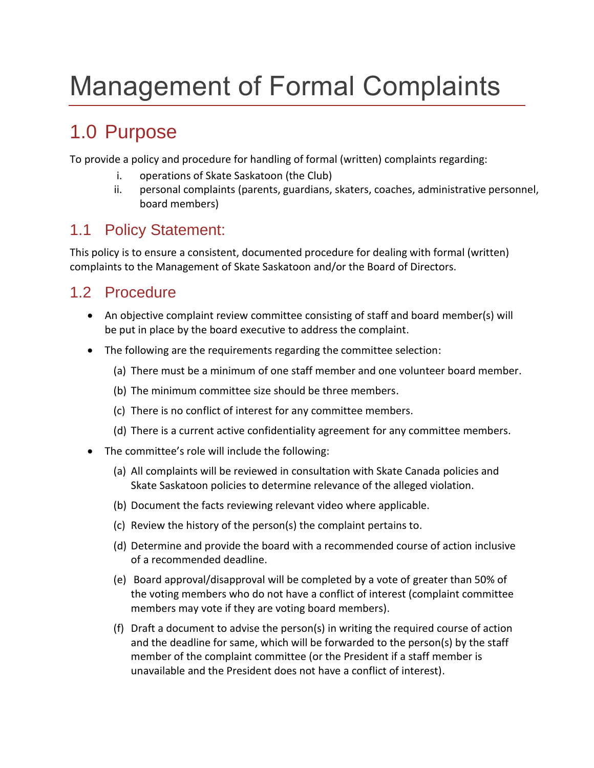# Management of Formal Complaints

## 1.0 Purpose

To provide a policy and procedure for handling of formal (written) complaints regarding:

i. operations of Skate Saskatoon (the Club)
ii. personal complaints (parents, guardians, skaters, coaches, administrative personnel, board members)

### 1.1 Policy Statement:

This policy is to ensure a consistent, documented procedure for dealing with formal (written) complaints to the Management of Skate Saskatoon and/or the Board of Directors.

### 1.2 Procedure

- An objective complaint review committee consisting of staff and board member(s) will be put in place by the board executive to address the complaint.
- The following are the requirements regarding the committee selection:
  (a) There must be a minimum of one staff member and one volunteer board member.
  (b) The minimum committee size should be three members.
  (c) There is no conflict of interest for any committee members.
  (d) There is a current active confidentiality agreement for any committee members.
- The committee's role will include the following:
  (a) All complaints will be reviewed in consultation with Skate Canada policies and Skate Saskatoon policies to determine relevance of the alleged violation.
  (b) Document the facts reviewing relevant video where applicable.
  (c) Review the history of the person(s) the complaint pertains to.
  (d) Determine and provide the board with a recommended course of action inclusive of a recommended deadline.
  (e) Board approval/disapproval will be completed by a vote of greater than 50% of the voting members who do not have a conflict of interest (complaint committee members may vote if they are voting board members).
  (f) Draft a document to advise the person(s) in writing the required course of action and the deadline for same, which will be forwarded to the person(s) by the staff member of the complaint committee (or the President if a staff member is unavailable and the President does not have a conflict of interest).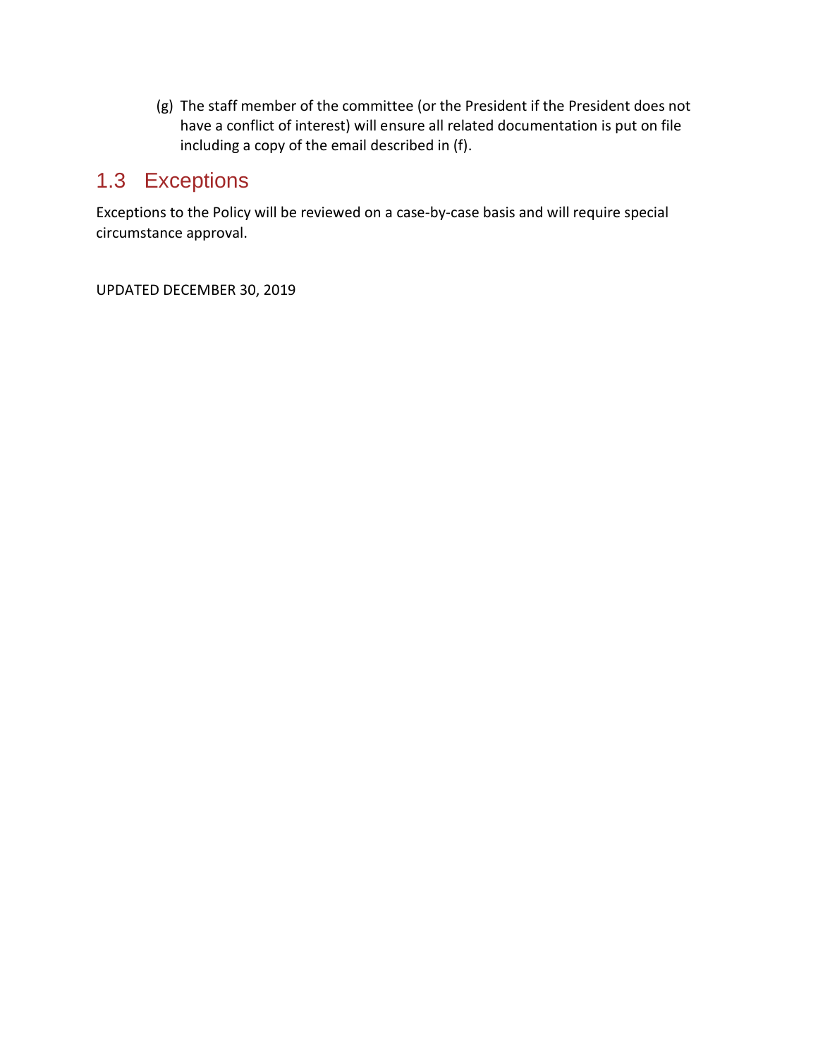(g) The staff member of the committee (or the President if the President does not have a conflict of interest) will ensure all related documentation is put on file including a copy of the email described in (f).

## 1.3 Exceptions

Exceptions to the Policy will be reviewed on a case-by-case basis and will require special circumstance approval.

UPDATED DECEMBER 30, 2019